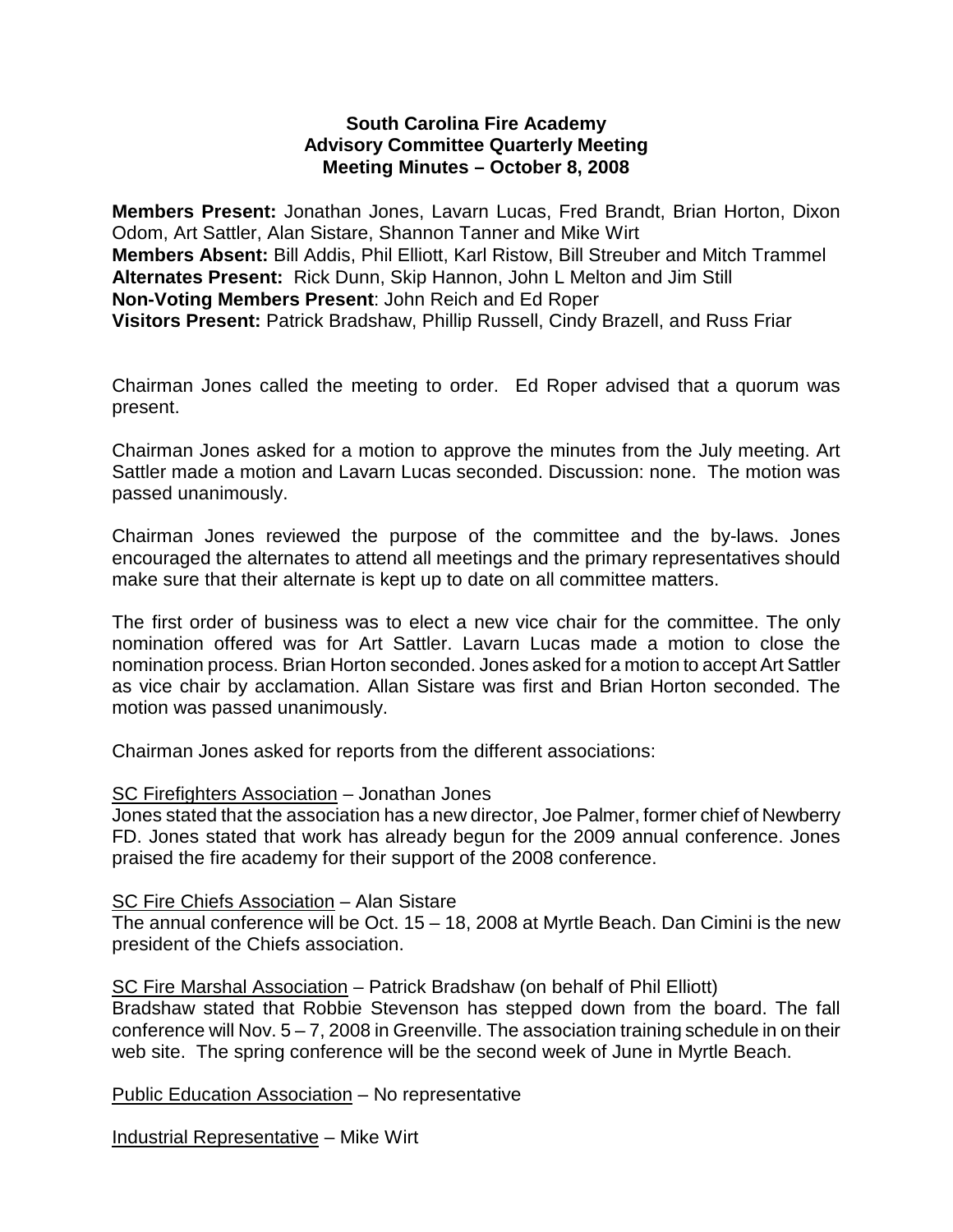**South Carolina Fire Academy**
**Advisory Committee Quarterly Meeting**
**Meeting Minutes – October 8, 2008**

**Members Present:** Jonathan Jones, Lavarn Lucas, Fred Brandt, Brian Horton, Dixon Odom, Art Sattler, Alan Sistare, Shannon Tanner and Mike Wirt
**Members Absent:** Bill Addis, Phil Elliott, Karl Ristow, Bill Streuber and Mitch Trammel
**Alternates Present:** Rick Dunn, Skip Hannon, John L Melton and Jim Still
**Non-Voting Members Present**: John Reich and Ed Roper
**Visitors Present:** Patrick Bradshaw, Phillip Russell, Cindy Brazell, and Russ Friar

Chairman Jones called the meeting to order. Ed Roper advised that a quorum was present.

Chairman Jones asked for a motion to approve the minutes from the July meeting. Art Sattler made a motion and Lavarn Lucas seconded. Discussion: none. The motion was passed unanimously.

Chairman Jones reviewed the purpose of the committee and the by-laws. Jones encouraged the alternates to attend all meetings and the primary representatives should make sure that their alternate is kept up to date on all committee matters.

The first order of business was to elect a new vice chair for the committee. The only nomination offered was for Art Sattler. Lavarn Lucas made a motion to close the nomination process. Brian Horton seconded. Jones asked for a motion to accept Art Sattler as vice chair by acclamation. Allan Sistare was first and Brian Horton seconded. The motion was passed unanimously.

Chairman Jones asked for reports from the different associations:

<u>SC Firefighters Association</u> – Jonathan Jones
Jones stated that the association has a new director, Joe Palmer, former chief of Newberry FD. Jones stated that work has already begun for the 2009 annual conference. Jones praised the fire academy for their support of the 2008 conference.

<u>SC Fire Chiefs Association</u> – Alan Sistare
The annual conference will be Oct. 15 – 18, 2008 at Myrtle Beach. Dan Cimini is the new president of the Chiefs association.

<u>SC Fire Marshal Association</u> – Patrick Bradshaw (on behalf of Phil Elliott)
Bradshaw stated that Robbie Stevenson has stepped down from the board. The fall conference will Nov. 5 – 7, 2008 in Greenville. The association training schedule in on their web site. The spring conference will be the second week of June in Myrtle Beach.

<u>Public Education Association</u> – No representative

<u>Industrial Representative</u> – Mike Wirt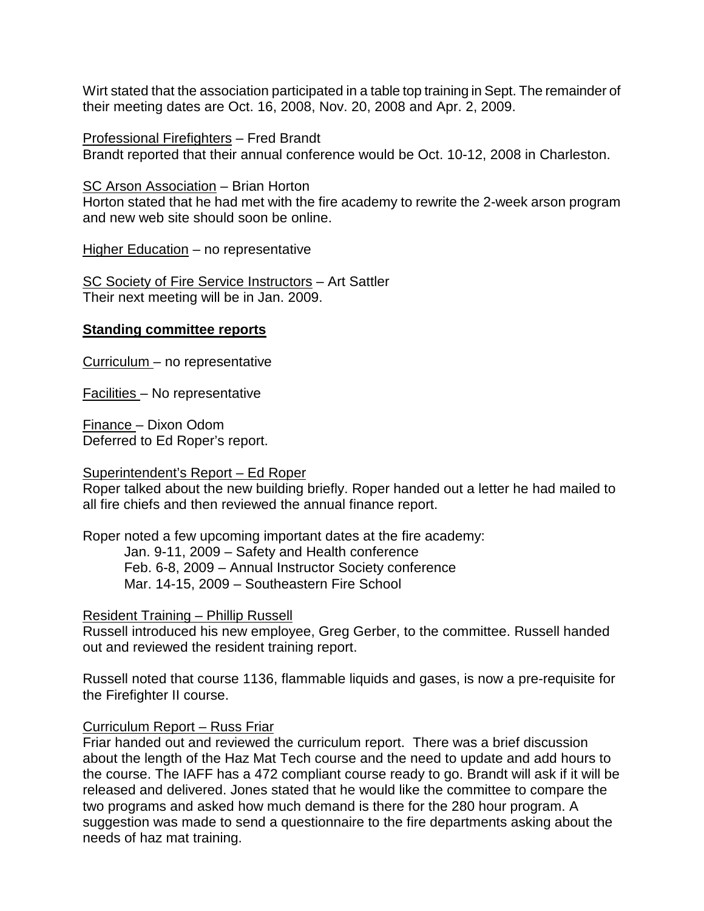Wirt stated that the association participated in a table top training in Sept. The remainder of their meeting dates are Oct. 16, 2008, Nov. 20, 2008 and Apr. 2, 2009.

Professional Firefighters – Fred Brandt
Brandt reported that their annual conference would be Oct. 10-12, 2008 in Charleston.

SC Arson Association – Brian Horton
Horton stated that he had met with the fire academy to rewrite the 2-week arson program and new web site should soon be online.

Higher Education – no representative

SC Society of Fire Service Instructors – Art Sattler
Their next meeting will be in Jan. 2009.

**Standing committee reports**

Curriculum – no representative

Facilities – No representative

Finance – Dixon Odom
Deferred to Ed Roper's report.

Superintendent's Report – Ed Roper
Roper talked about the new building briefly. Roper handed out a letter he had mailed to all fire chiefs and then reviewed the annual finance report.

Roper noted a few upcoming important dates at the fire academy:

- Jan. 9-11, 2009 – Safety and Health conference
- Feb. 6-8, 2009 – Annual Instructor Society conference
- Mar. 14-15, 2009 – Southeastern Fire School

Resident Training – Phillip Russell
Russell introduced his new employee, Greg Gerber, to the committee. Russell handed out and reviewed the resident training report.

Russell noted that course 1136, flammable liquids and gases, is now a pre-requisite for the Firefighter II course.

Curriculum Report – Russ Friar
Friar handed out and reviewed the curriculum report. There was a brief discussion about the length of the Haz Mat Tech course and the need to update and add hours to the course. The IAFF has a 472 compliant course ready to go. Brandt will ask if it will be released and delivered. Jones stated that he would like the committee to compare the two programs and asked how much demand is there for the 280 hour program. A suggestion was made to send a questionnaire to the fire departments asking about the needs of haz mat training.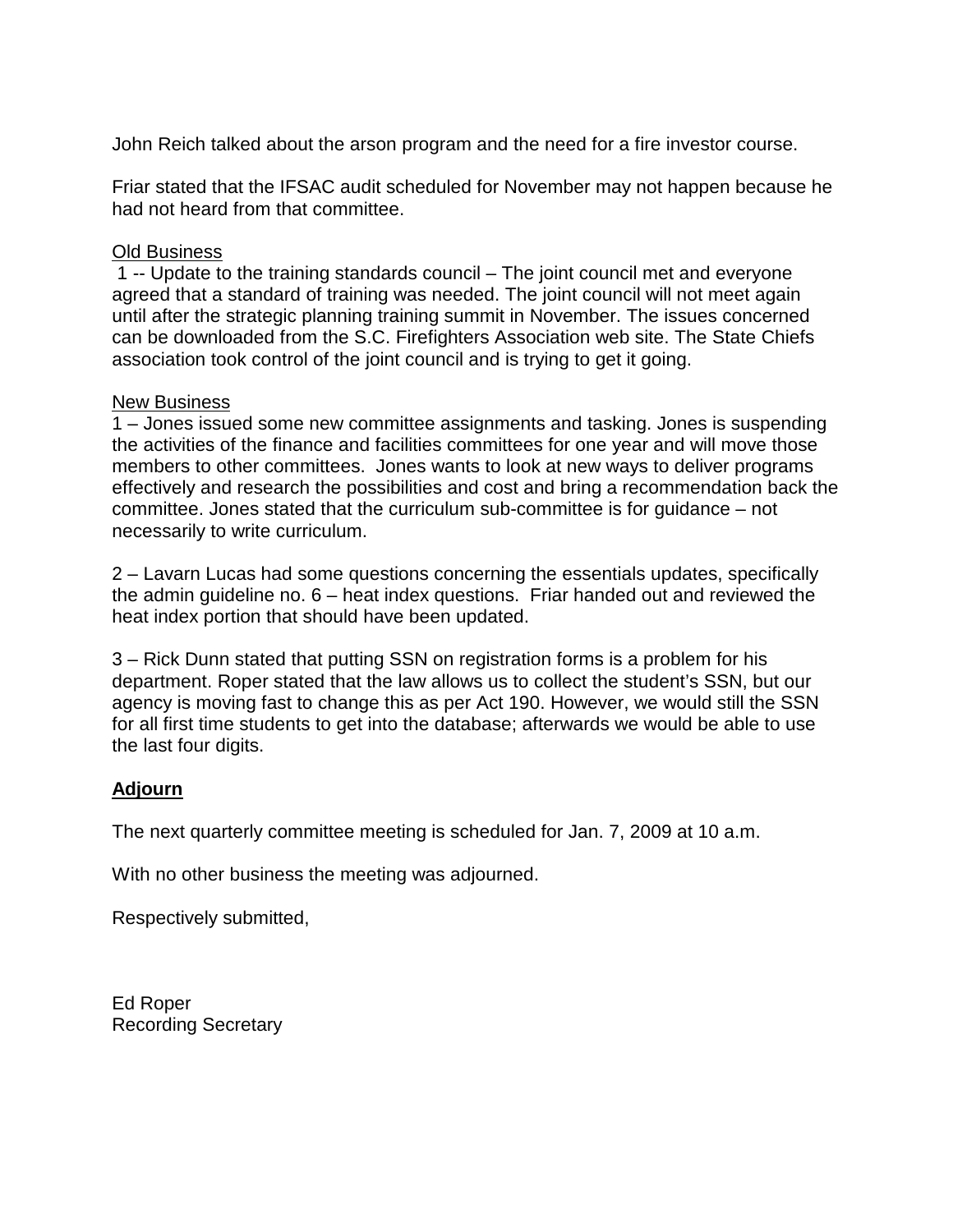John Reich talked about the arson program and the need for a fire investor course.

Friar stated that the IFSAC audit scheduled for November may not happen because he had not heard from that committee.

<u>Old Business</u>
1 -- Update to the training standards council – The joint council met and everyone agreed that a standard of training was needed. The joint council will not meet again until after the strategic planning training summit in November. The issues concerned can be downloaded from the S.C. Firefighters Association web site. The State Chiefs association took control of the joint council and is trying to get it going.

<u>New Business</u>
1 – Jones issued some new committee assignments and tasking. Jones is suspending the activities of the finance and facilities committees for one year and will move those members to other committees. Jones wants to look at new ways to deliver programs effectively and research the possibilities and cost and bring a recommendation back the committee. Jones stated that the curriculum sub-committee is for guidance – not necessarily to write curriculum.

2 – Lavarn Lucas had some questions concerning the essentials updates, specifically the admin guideline no. 6 – heat index questions. Friar handed out and reviewed the heat index portion that should have been updated.

3 – Rick Dunn stated that putting SSN on registration forms is a problem for his department. Roper stated that the law allows us to collect the student's SSN, but our agency is moving fast to change this as per Act 190. However, we would still the SSN for all first time students to get into the database; afterwards we would be able to use the last four digits.

**<u>Adjourn</u>**

The next quarterly committee meeting is scheduled for Jan. 7, 2009 at 10 a.m.

With no other business the meeting was adjourned.

Respectively submitted,

Ed Roper
Recording Secretary